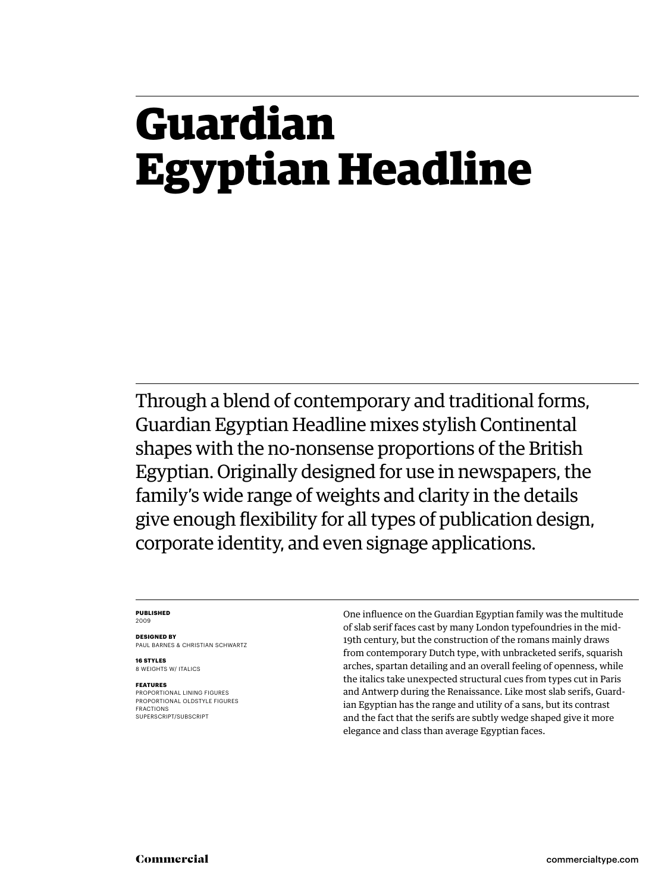# Guardian Egyptian Headline

Through a blend of contemporary and traditional forms, Guardian Egyptian Headline mixes stylish Continental shapes with the no-nonsense proportions of the British Egyptian. Originally designed for use in newspapers, the family's wide range of weights and clarity in the details give enough flexibility for all types of publication design, corporate identity, and even signage applications.

**PUBLISHED**
2009

**DESIGNED BY**
PAUL BARNES & CHRISTIAN SCHWARTZ

**16 STYLES**
8 WEIGHTS W/ ITALICS

**FEATURES**
PROPORTIONAL LINING FIGURES
PROPORTIONAL OLDSTYLE FIGURES
FRACTIONS
SUPERSCRIPT/SUBSCRIPT

One influence on the Guardian Egyptian family was the multitude of slab serif faces cast by many London typefoundries in the mid-19th century, but the construction of the romans mainly draws from contemporary Dutch type, with unbracketed serifs, squarish arches, spartan detailing and an overall feeling of openness, while the italics take unexpected structural cues from types cut in Paris and Antwerp during the Renaissance. Like most slab serifs, Guardian Egyptian has the range and utility of a sans, but its contrast and the fact that the serifs are subtly wedge shaped give it more elegance and class than average Egyptian faces.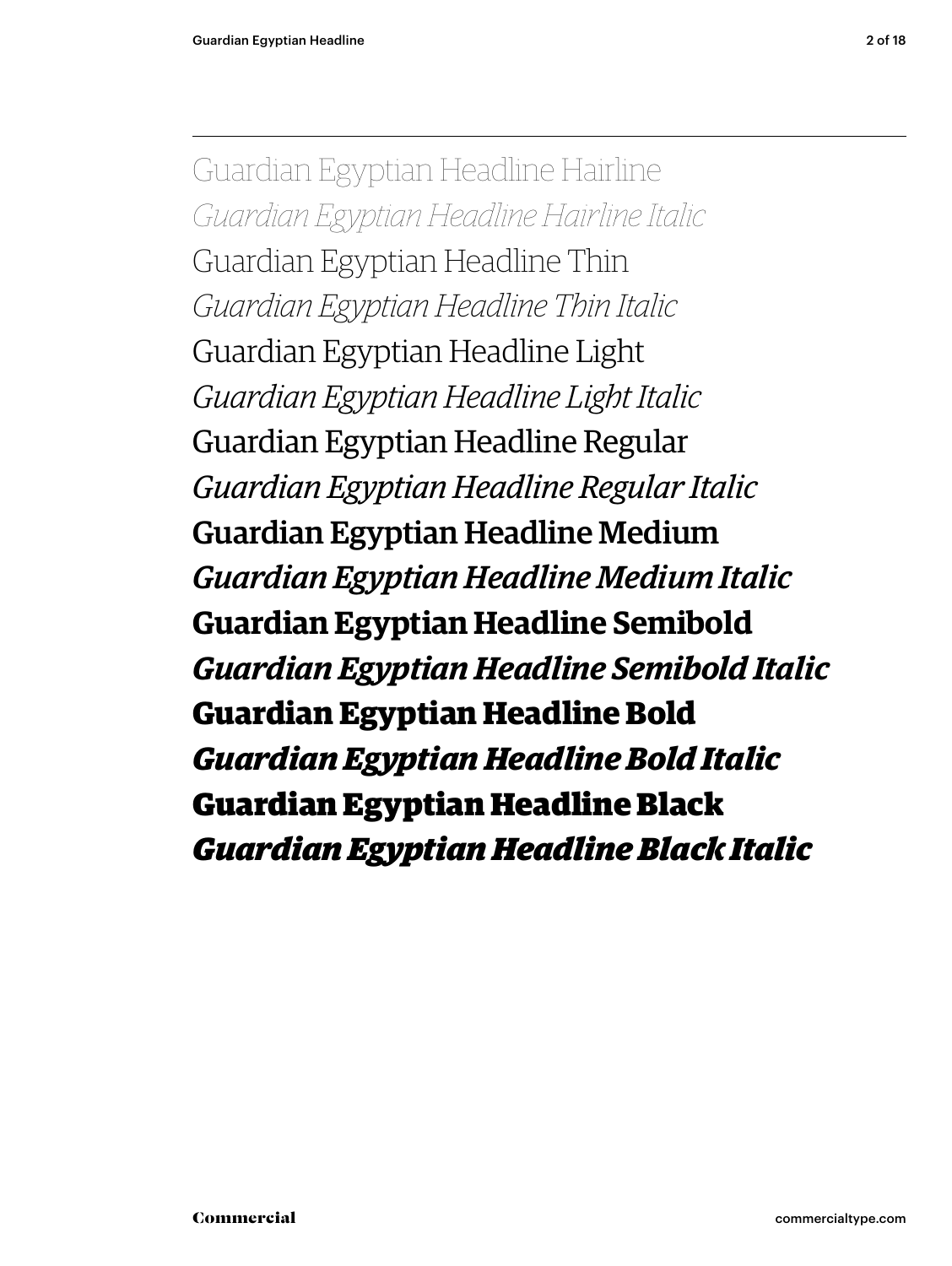Guardian Egyptian Headline Hairline

*Guardian Egyptian Headline Hairline Italic*

Guardian Egyptian Headline Thin

*Guardian Egyptian Headline Thin Italic*

Guardian Egyptian Headline Light

*Guardian Egyptian Headline Light Italic*

Guardian Egyptian Headline Regular

*Guardian Egyptian Headline Regular Italic*

**Guardian Egyptian Headline Medium**

***Guardian Egyptian Headline Medium Italic***

**Guardian Egyptian Headline Semibold**

***Guardian Egyptian Headline Semibold Italic***

**Guardian Egyptian Headline Bold**

***Guardian Egyptian Headline Bold Italic***

**Guardian Egyptian Headline Black**

***Guardian Egyptian Headline Black Italic***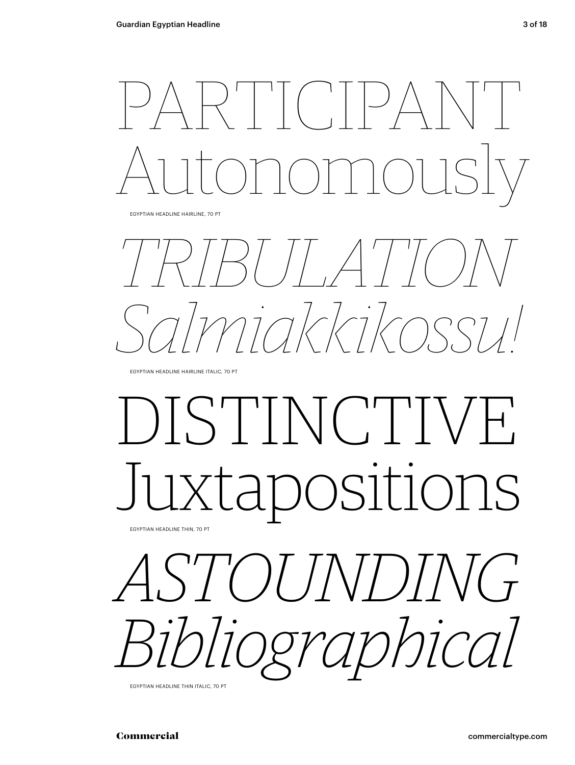PARTICIPANT
Autonomously

EGYPTIAN HEADLINE HAIRLINE, 70 PT

*TRIBULATION*
*Salmiakkikossu!*

EGYPTIAN HEADLINE HAIRLINE ITALIC, 70 PT

DISTINCTIVE
Juxtapositions

EGYPTIAN HEADLINE THIN, 70 PT

*ASTOUNDING*
*Bibliographical*

EGYPTIAN HEADLINE THIN ITALIC, 70 PT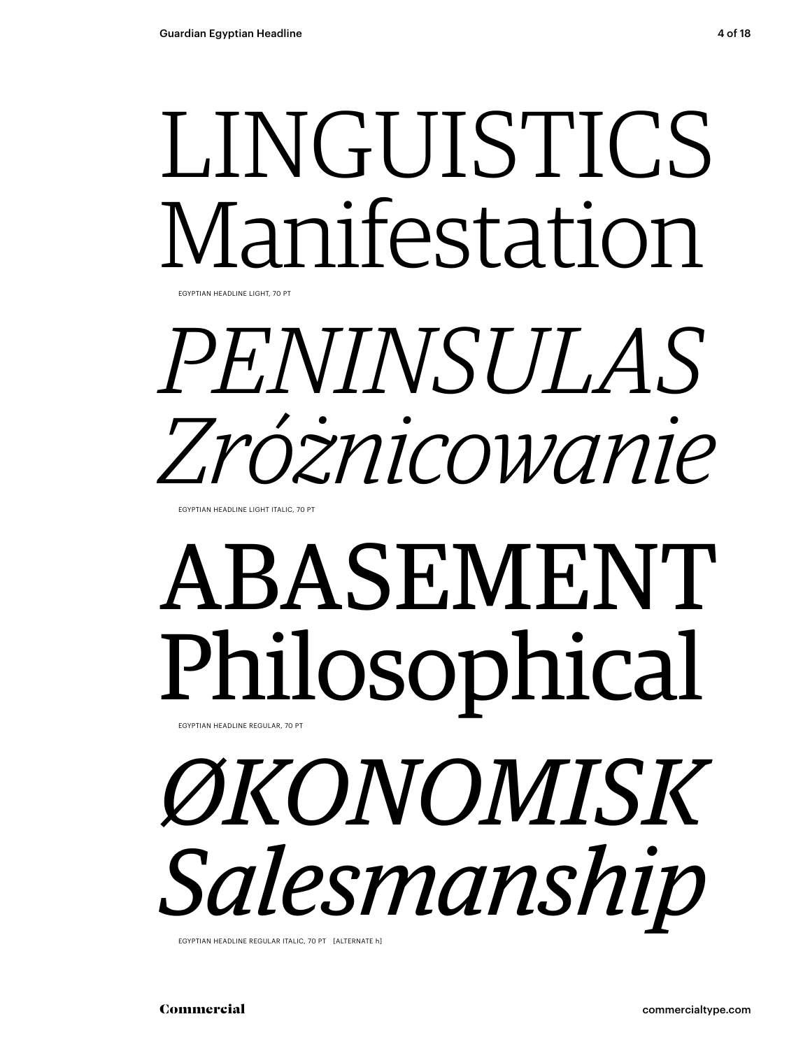LINGUISTICS
Manifestation

EGYPTIAN HEADLINE LIGHT, 70 PT

*PENINSULAS*
*Zróżnicowanie*

EGYPTIAN HEADLINE LIGHT ITALIC, 70 PT

ABASEMENT
Philosophical

EGYPTIAN HEADLINE REGULAR, 70 PT

*ØKONOMISK*
*Salesmanship*

EGYPTIAN HEADLINE REGULAR ITALIC, 70 PT [ALTERNATE h]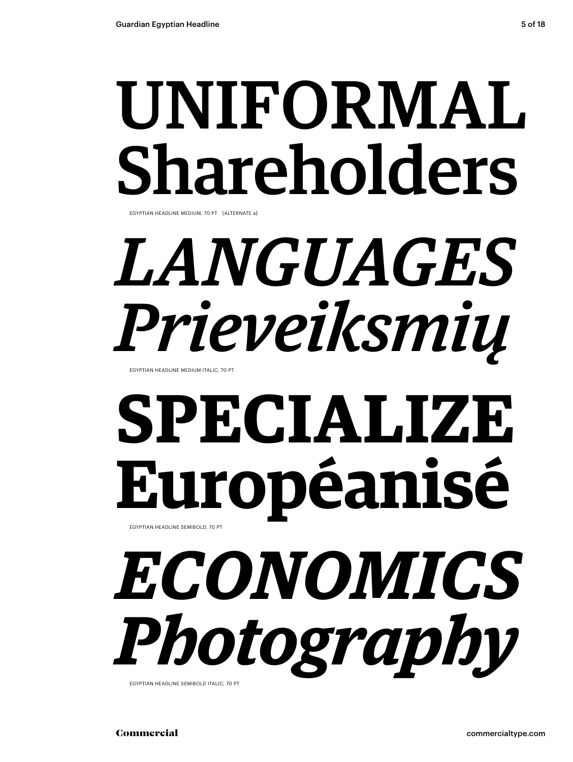UNIFORMAL
Shareholders

EGYPTIAN HEADLINE MEDIUM, 70 PT [ALTERNATE a]

*LANGUAGES*
*Prieveiksmių*

EGYPTIAN HEADLINE MEDIUM ITALIC, 70 PT

**SPECIALIZE**
**Européanisé**

EGYPTIAN HEADLINE SEMIBOLD, 70 PT

***ECONOMICS***
***Photography***

EGYPTIAN HEADLINE SEMIBOLD ITALIC, 70 PT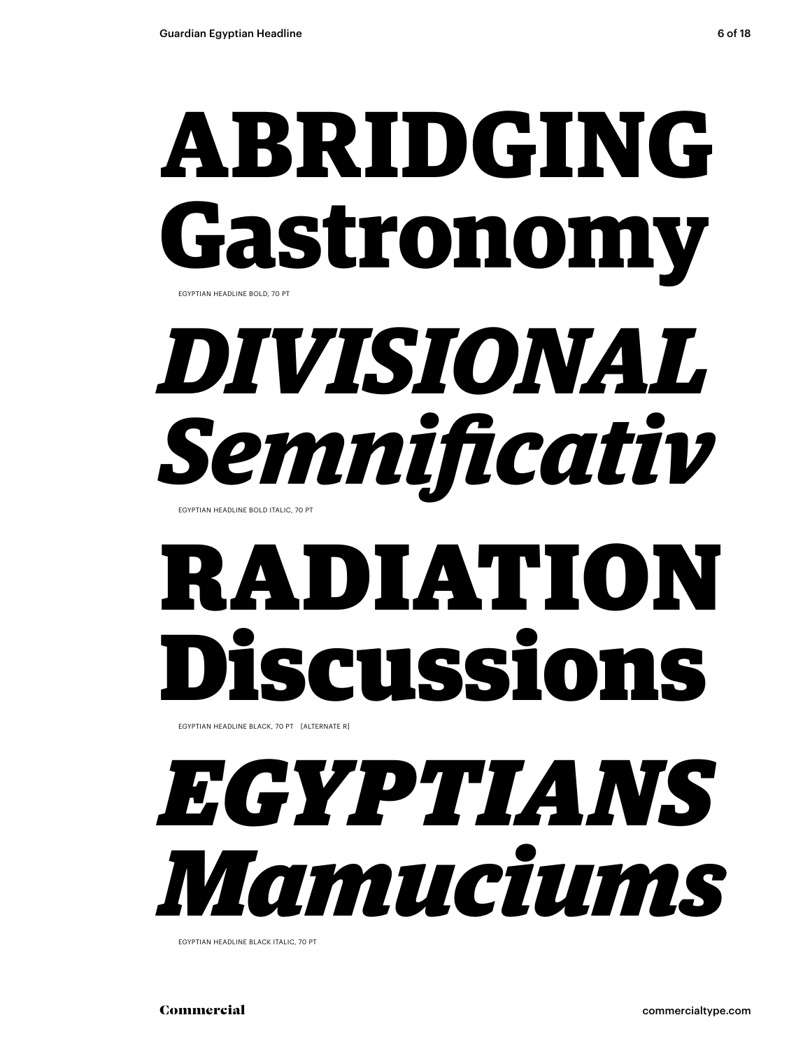**ABRIDGING Gastronomy**

EGYPTIAN HEADLINE BOLD, 70 PT

***DIVISIONAL Semnificativ***

EGYPTIAN HEADLINE BOLD ITALIC, 70 PT

**RADIATION Discussions**

EGYPTIAN HEADLINE BLACK, 70 PT [ALTERNATE R]

***EGYPTIANS Mamuciums***

EGYPTIAN HEADLINE BLACK ITALIC, 70 PT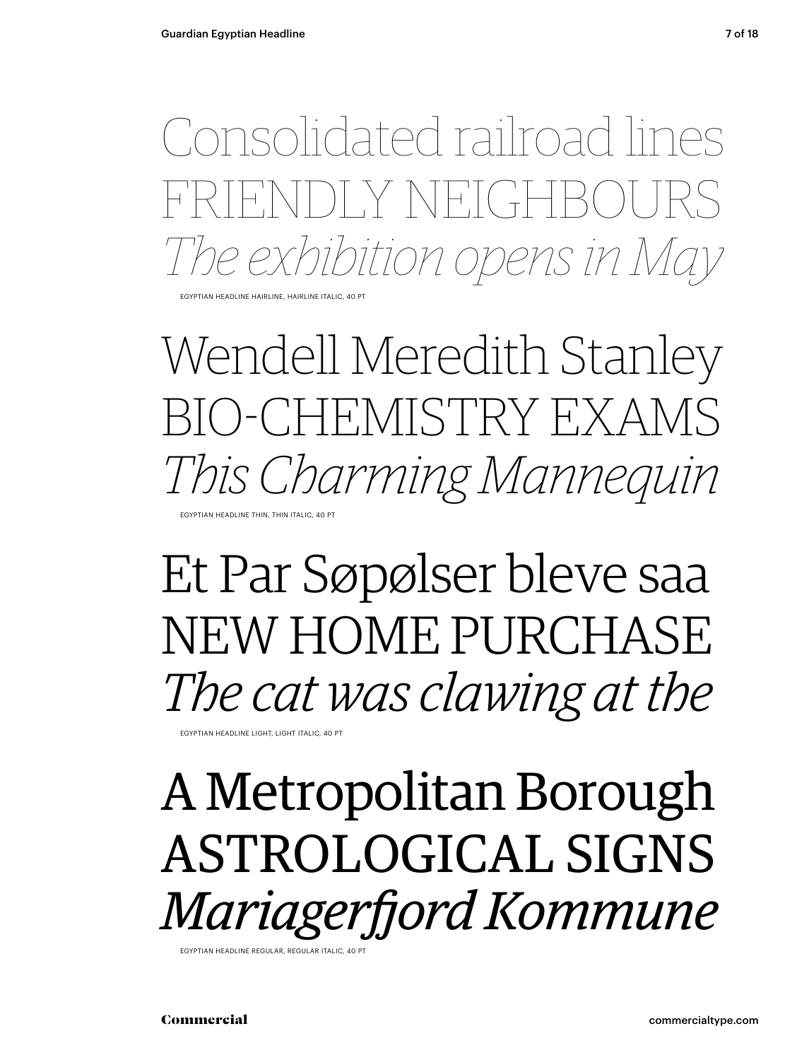Consolidated railroad lines
FRIENDLY NEIGHBOURS
*The exhibition opens in May*

EGYPTIAN HEADLINE HAIRLINE, HAIRLINE ITALIC, 40 PT

Wendell Meredith Stanley
BIO-CHEMISTRY EXAMS
*This Charming Mannequin*

EGYPTIAN HEADLINE THIN, THIN ITALIC, 40 PT

Et Par Søpølser bleve saa
NEW HOME PURCHASE
*The cat was clawing at the*

EGYPTIAN HEADLINE LIGHT, LIGHT ITALIC, 40 PT

A Metropolitan Borough
ASTROLOGICAL SIGNS
*Mariagerfjord Kommune*

EGYPTIAN HEADLINE REGULAR, REGULAR ITALIC, 40 PT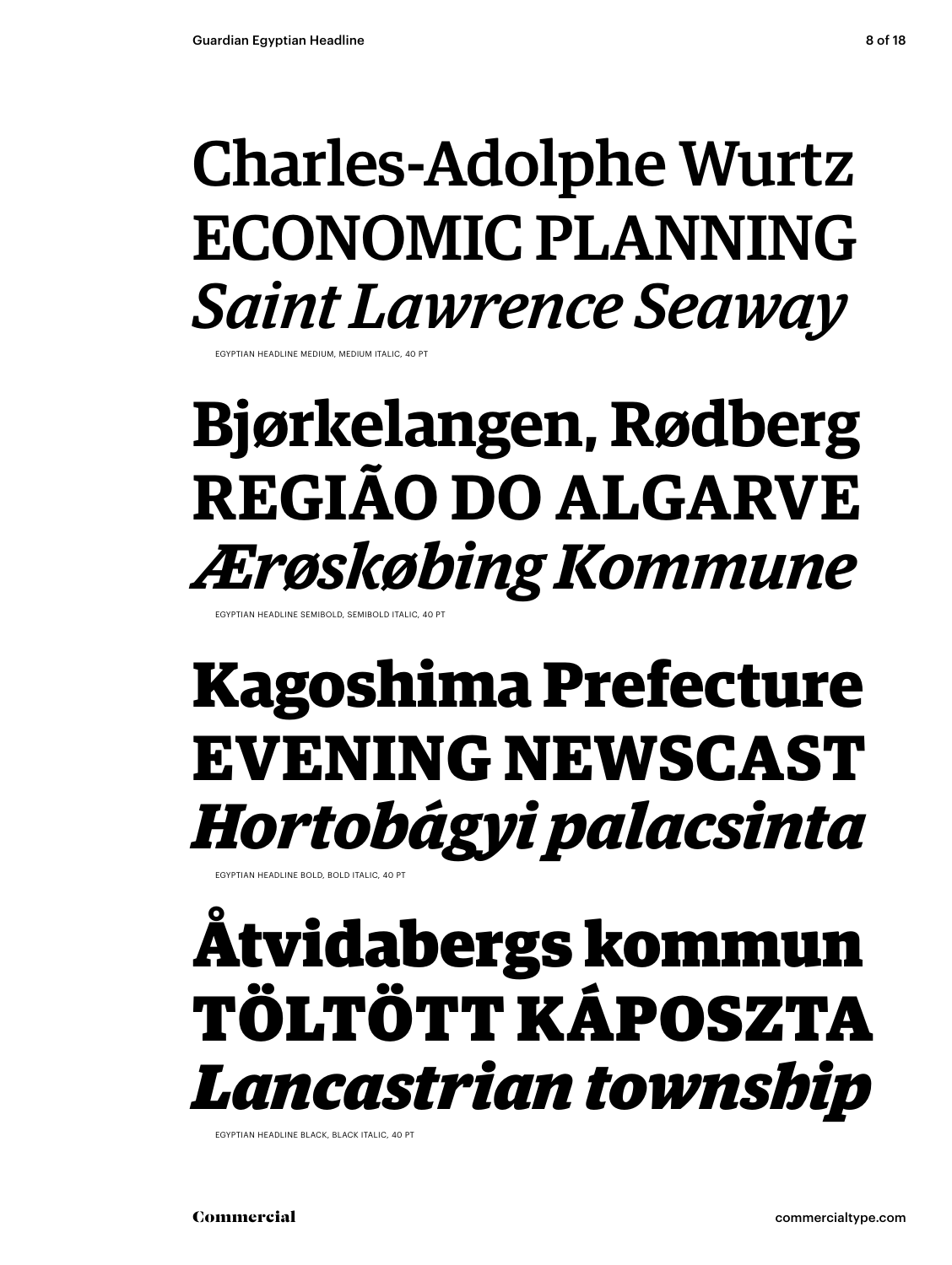Charles-Adolphe Wurtz
ECONOMIC PLANNING
*Saint Lawrence Seaway*

EGYPTIAN HEADLINE MEDIUM, MEDIUM ITALIC, 40 PT

**Bjørkelangen, Rødberg**
**REGIÃO DO ALGARVE**
***Ærøskøbing Kommune***

EGYPTIAN HEADLINE SEMIBOLD, SEMIBOLD ITALIC, 40 PT

**Kagoshima Prefecture**
**EVENING NEWSCAST**
***Hortobágyi palacsinta***

EGYPTIAN HEADLINE BOLD, BOLD ITALIC, 40 PT

**Åtvidabergs kommun**
**TÖLTÖTT KÁPOSZTA**
***Lancastrian township***

EGYPTIAN HEADLINE BLACK, BLACK ITALIC, 40 PT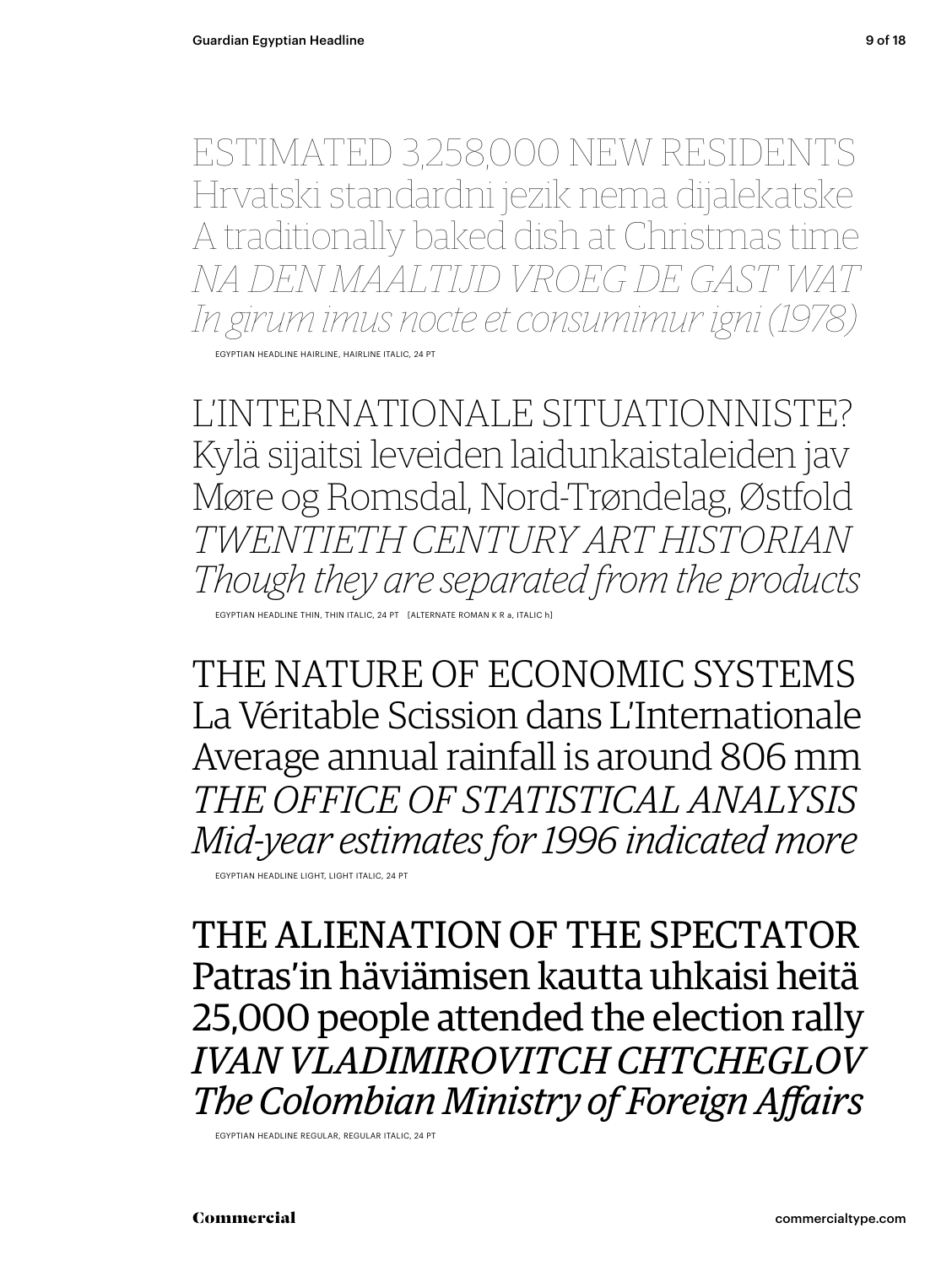ESTIMATED 3,258,000 NEW RESIDENTS
Hrvatski standardni jezik nema dijalekatske
A traditionally baked dish at Christmas time
*NA DEN MAALTIJD VROEG DE GAST WAT*
*In girum imus nocte et consumimur igni (1978)*

EGYPTIAN HEADLINE HAIRLINE, HAIRLINE ITALIC, 24 PT

L'INTERNATIONALE SITUATIONNISTE?
Kylä sijaitsi leveiden laidunkaistaleiden jav
Møre og Romsdal, Nord-Trøndelag, Østfold
*TWENTIETH CENTURY ART HISTORIAN*
*Though they are separated from the products*

EGYPTIAN HEADLINE THIN, THIN ITALIC, 24 PT [ALTERNATE ROMAN K R a, ITALIC h]

THE NATURE OF ECONOMIC SYSTEMS
La Véritable Scission dans L'Internationale
Average annual rainfall is around 806 mm
*THE OFFICE OF STATISTICAL ANALYSIS*
*Mid-year estimates for 1996 indicated more*

EGYPTIAN HEADLINE LIGHT, LIGHT ITALIC, 24 PT

THE ALIENATION OF THE SPECTATOR
Patras'in häviämisen kautta uhkaisi heitä
25,000 people attended the election rally
*IVAN VLADIMIROVITCH CHTCHEGLOV*
*The Colombian Ministry of Foreign Affairs*

EGYPTIAN HEADLINE REGULAR, REGULAR ITALIC, 24 PT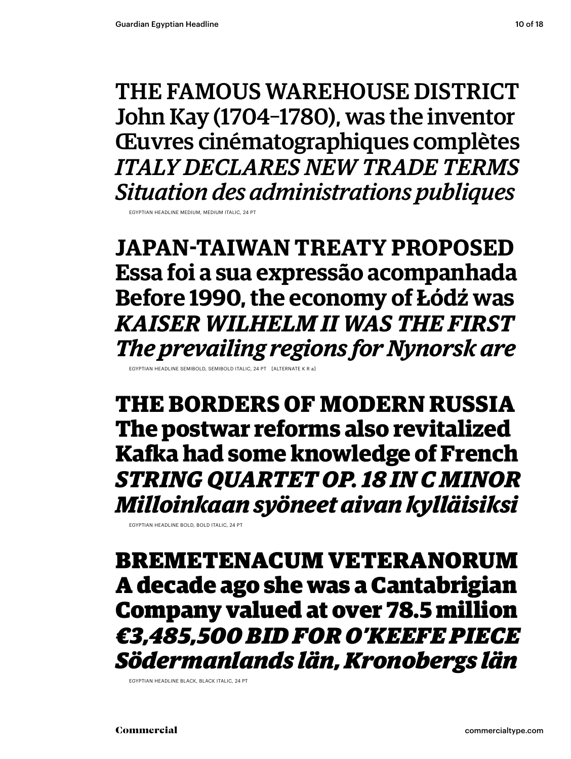THE FAMOUS WAREHOUSE DISTRICT
John Kay (1704–1780), was the inventor
Œuvres cinématographiques complètes
*ITALY DECLARES NEW TRADE TERMS*
*Situation des administrations publiques*

EGYPTIAN HEADLINE MEDIUM, MEDIUM ITALIC, 24 PT

**JAPAN-TAIWAN TREATY PROPOSED**
**Essa foi a sua expressão acompanhada**
**Before 1990, the economy of Łódż was**
***KAISER WILHELM II WAS THE FIRST***
***The prevailing regions for Nynorsk are***

EGYPTIAN HEADLINE SEMIBOLD, SEMIBOLD ITALIC, 24 PT [ALTERNATE K R a]

**THE BORDERS OF MODERN RUSSIA**
**The postwar reforms also revitalized**
**Kafka had some knowledge of French**
***STRING QUARTET OP. 18 IN C MINOR***
***Milloinkaan syöneet aivan kylläisiksi***

EGYPTIAN HEADLINE BOLD, BOLD ITALIC, 24 PT

**BREMETENACUM VETERANORUM**
**A decade ago she was a Cantabrigian**
**Company valued at over 78.5 million**
***€3,485,500 BID FOR O'KEEFE PIECE***
***Södermanlands län, Kronobergs län***

EGYPTIAN HEADLINE BLACK, BLACK ITALIC, 24 PT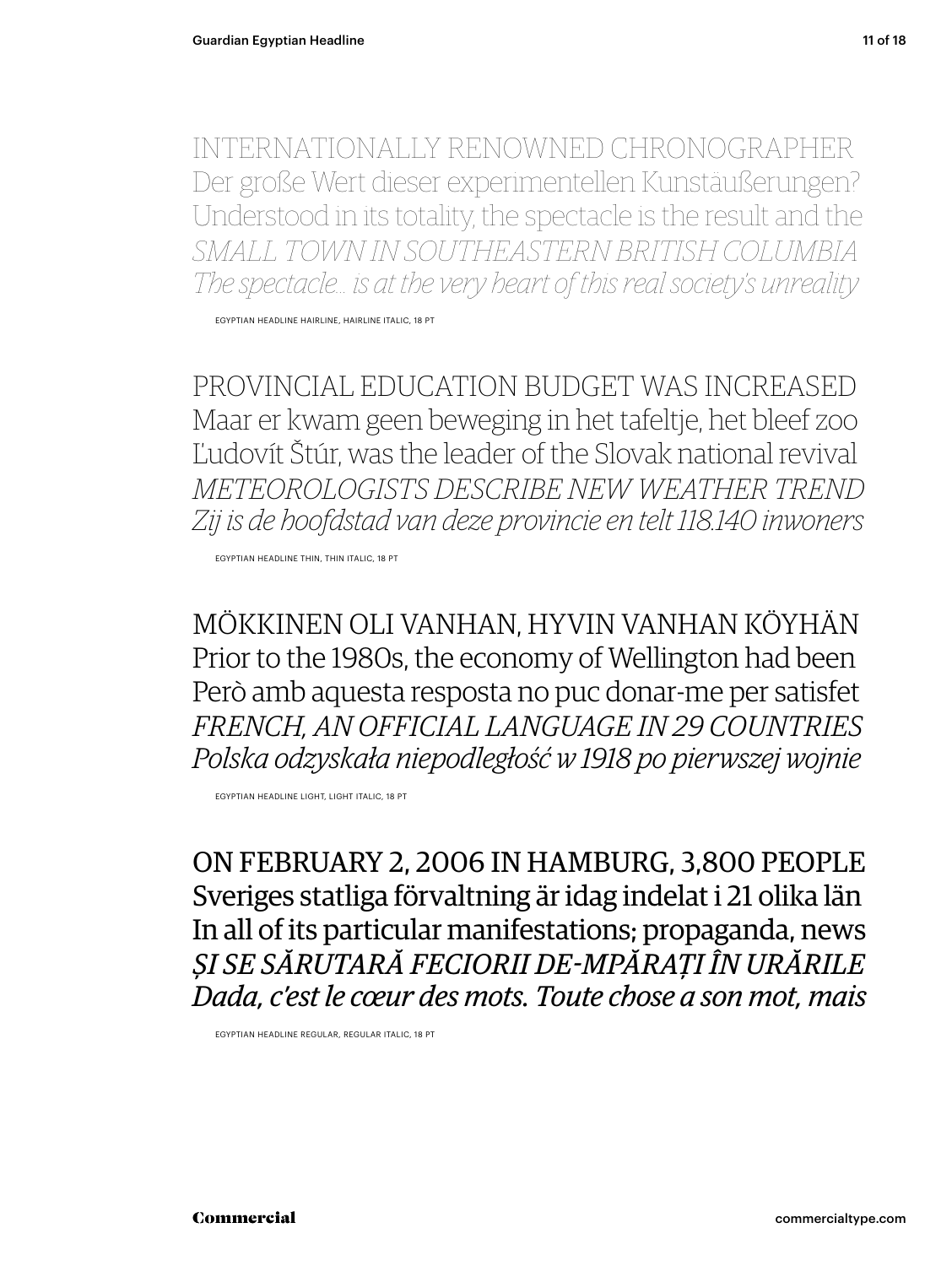INTERNATIONALLY RENOWNED CHRONOGRAPHER
Der große Wert dieser experimentellen Kunstäußerungen?
Understood in its totality, the spectacle is the result and the
*SMALL TOWN IN SOUTHEASTERN BRITISH COLUMBIA*
*The spectacle… is at the very heart of this real society's unreality*

EGYPTIAN HEADLINE HAIRLINE, HAIRLINE ITALIC, 18 PT

PROVINCIAL EDUCATION BUDGET WAS INCREASED
Maar er kwam geen beweging in het tafeltje, het bleef zoo
Ľudovít Štúr, was the leader of the Slovak national revival
*METEOROLOGISTS DESCRIBE NEW WEATHER TREND*
*Zij is de hoofdstad van deze provincie en telt 118.140 inwoners*

EGYPTIAN HEADLINE THIN, THIN ITALIC, 18 PT

MÖKKINEN OLI VANHAN, HYVIN VANHAN KÖYHÄN
Prior to the 1980s, the economy of Wellington had been
Però amb aquesta resposta no puc donar-me per satisfet
*FRENCH, AN OFFICIAL LANGUAGE IN 29 COUNTRIES*
*Polska odzyskała niepodległość w 1918 po pierwszej wojnie*

EGYPTIAN HEADLINE LIGHT, LIGHT ITALIC, 18 PT

ON FEBRUARY 2, 2006 IN HAMBURG, 3,800 PEOPLE
Sveriges statliga förvaltning är idag indelat i 21 olika län
In all of its particular manifestations; propaganda, news
*ȘI SE SĂRUTARĂ FECIORII DE-MPĂRAȚI ÎN URĂRILE*
*Dada, c'est le cœur des mots. Toute chose a son mot, mais*

EGYPTIAN HEADLINE REGULAR, REGULAR ITALIC, 18 PT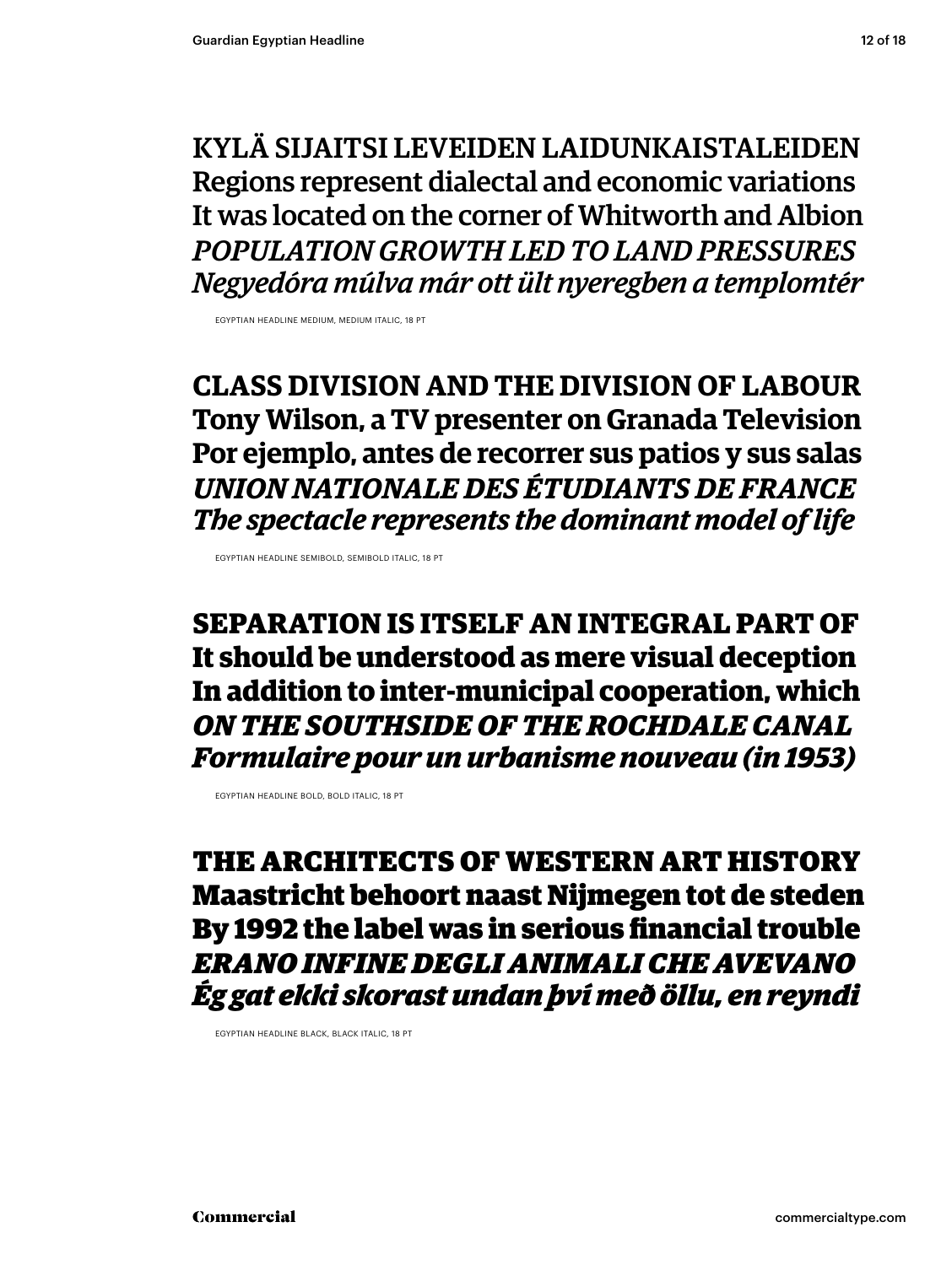KYLÄ SIJAITSI LEVEIDEN LAIDUNKAISTALEIDEN
Regions represent dialectal and economic variations
It was located on the corner of Whitworth and Albion
*POPULATION GROWTH LED TO LAND PRESSURES*
*Negyedóra múlva már ott ült nyeregben a templomtér*

EGYPTIAN HEADLINE MEDIUM, MEDIUM ITALIC, 18 PT

**CLASS DIVISION AND THE DIVISION OF LABOUR**
**Tony Wilson, a TV presenter on Granada Television**
**Por ejemplo, antes de recorrer sus patios y sus salas**
***UNION NATIONALE DES ÉTUDIANTS DE FRANCE***
***The spectacle represents the dominant model of life***

EGYPTIAN HEADLINE SEMIBOLD, SEMIBOLD ITALIC, 18 PT

**SEPARATION IS ITSELF AN INTEGRAL PART OF**
**It should be understood as mere visual deception**
**In addition to inter-municipal cooperation, which**
***ON THE SOUTHSIDE OF THE ROCHDALE CANAL***
***Formulaire pour un urbanisme nouveau (in 1953)***

EGYPTIAN HEADLINE BOLD, BOLD ITALIC, 18 PT

**THE ARCHITECTS OF WESTERN ART HISTORY**
**Maastricht behoort naast Nijmegen tot de steden**
**By 1992 the label was in serious financial trouble**
***ERANO INFINE DEGLI ANIMALI CHE AVEVANO***
***Ég gat ekki skorast undan því með öllu, en reyndi***

EGYPTIAN HEADLINE BLACK, BLACK ITALIC, 18 PT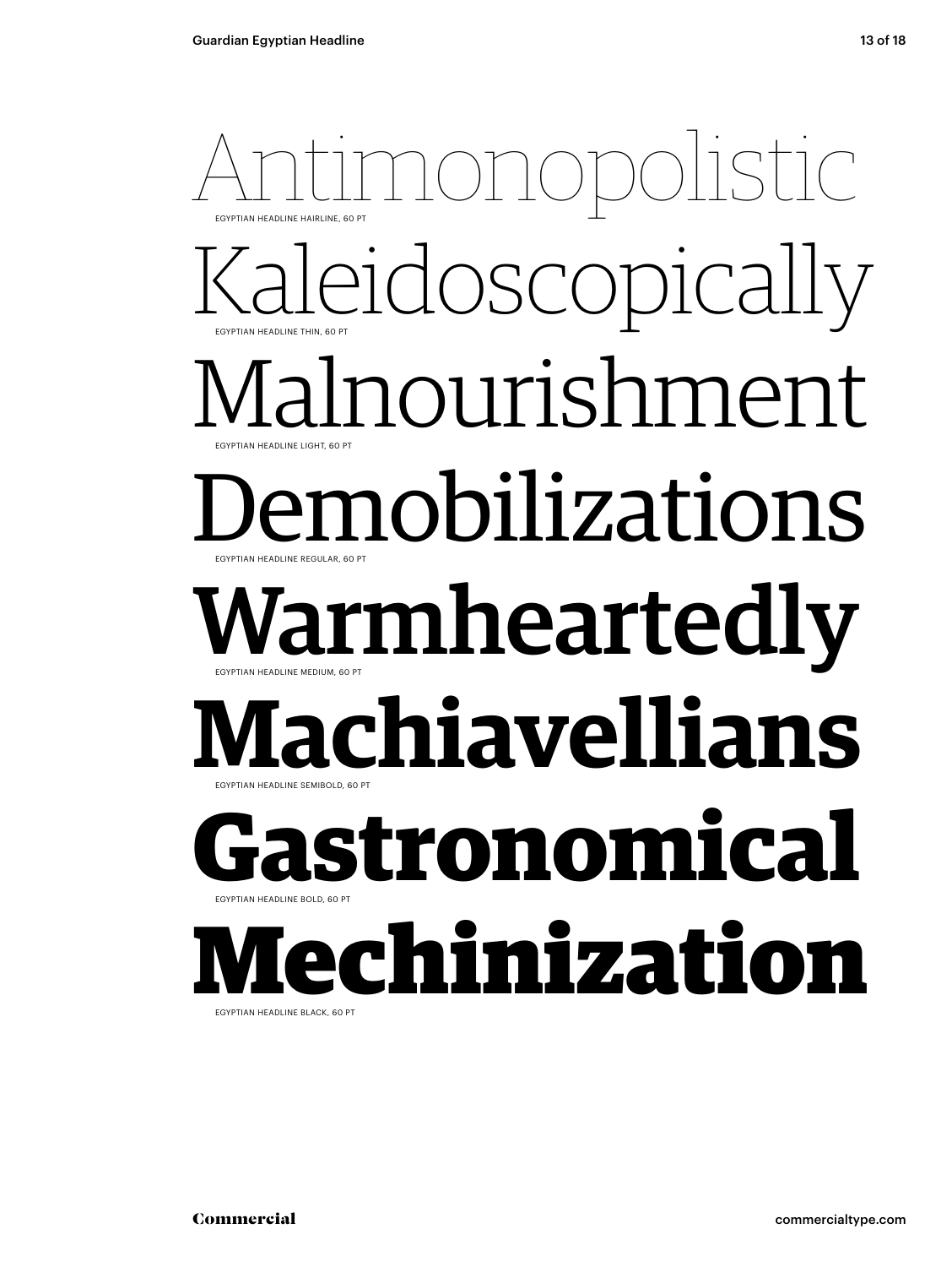Antimonopolistic

EGYPTIAN HEADLINE HAIRLINE, 60 PT

Kaleidoscopically

EGYPTIAN HEADLINE THIN, 60 PT

Malnourishment

EGYPTIAN HEADLINE LIGHT, 60 PT

Demobilizations

EGYPTIAN HEADLINE REGULAR, 60 PT

**Warmheartedly**

EGYPTIAN HEADLINE MEDIUM, 60 PT

**Machiavellians**

EGYPTIAN HEADLINE SEMIBOLD, 60 PT

**Gastronomical**

EGYPTIAN HEADLINE BOLD, 60 PT

**Mechinization**

EGYPTIAN HEADLINE BLACK, 60 PT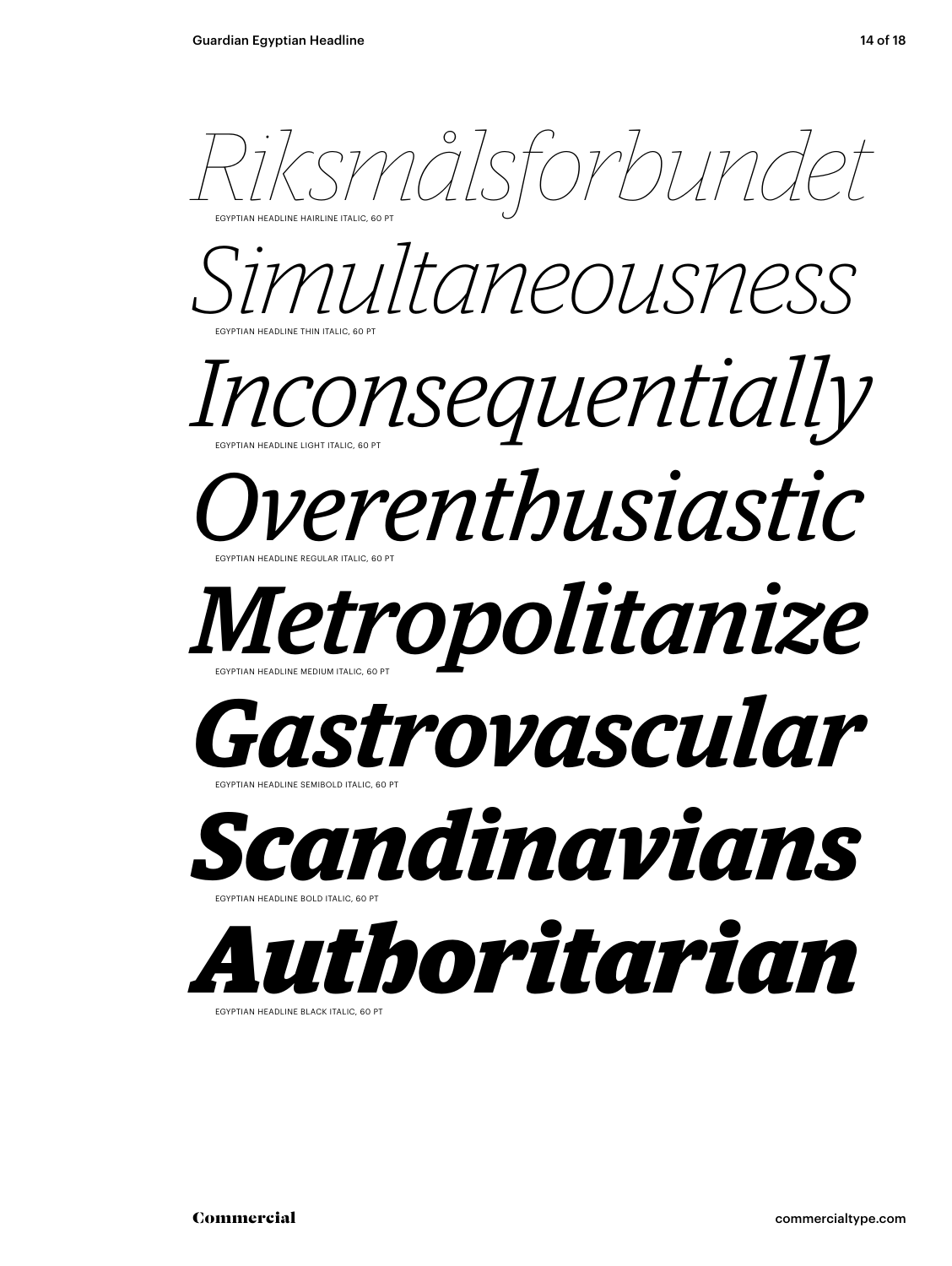*Riksmålsforbundet*

EGYPTIAN HEADLINE HAIRLINE ITALIC, 60 PT

*Simultaneousness*

EGYPTIAN HEADLINE THIN ITALIC, 60 PT

*Inconsequentially*

EGYPTIAN HEADLINE LIGHT ITALIC, 60 PT

*Overenthusiastic*

EGYPTIAN HEADLINE REGULAR ITALIC, 60 PT

***Metropolitanize***

EGYPTIAN HEADLINE MEDIUM ITALIC, 60 PT

***Gastrovascular***

EGYPTIAN HEADLINE SEMIBOLD ITALIC, 60 PT

***Scandinavians***

EGYPTIAN HEADLINE BOLD ITALIC, 60 PT

***Authoritarian***

EGYPTIAN HEADLINE BLACK ITALIC, 60 PT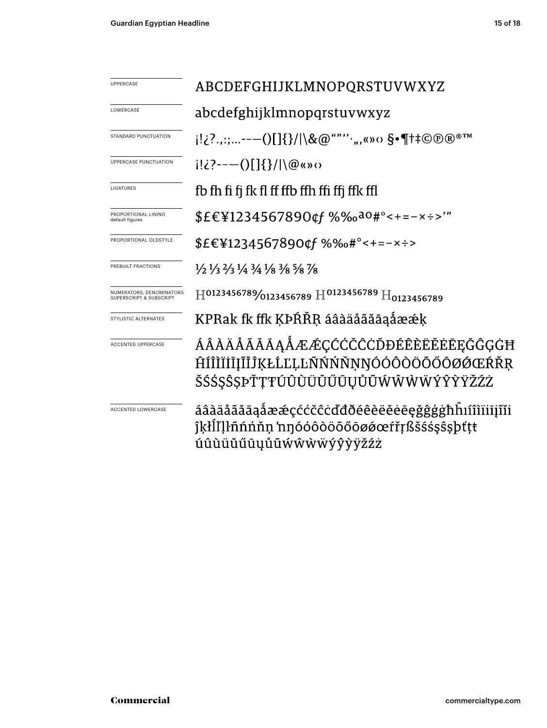| | |
|---|---|
| UPPERCASE | ABCDEFGHIJKLMNOPQRSTUVWXYZ |
| LOWERCASE | abcdefghijklmnopqrstuvwxyz |
| STANDARD PUNCTUATION | ¡!¿?.,:;…-–—()[]{}/\|\&@“”‘’·„‚«»‹› §•¶†‡©℗®®™ |
| UPPERCASE PUNCTUATION | ¡!¿?-–—()[]{}/\|\@«»‹› |
| LIGATURES | fb fh fi fj fk fl ff ffb ffh ffi ffj ffk ffl |
| PROPORTIONAL LINING default figures | $£€¥1234567890¢ƒ %‰ªº#°<+=−×÷>′″ |
| PROPORTIONAL OLDSTYLE | $£€¥1234567890¢ƒ %‰#°<+=−×÷> |
| PREBUILT FRACTIONS | ½ ⅓ ⅔ ¼ ¾ ⅛ ⅜ ⅝ ⅞ |
| NUMERATORS, DENOMINATORS SUPERSCRIPT & SUBSCRIPT | $H^{0123456789}/_{0123456789}$ $H^{0123456789}$ $H_{0123456789}$ |
| STYLISTIC ALTERNATES | KPRak fk ffk ĶÞŔŘŖ áâàäåãăāąǻæǽķ |
| ACCENTED UPPERCASE | ÁÂÀÄÅÃĂĀĄǺÆǼÇĆČĈĊĎĐÉÊÈËĚĖĒĘĞĜĢĠĦĤÍÎÌÏİĪĮĨĬĴĶŁĹĽĻĿÑŃŇŅŊÓÔÒÖÕŐŌØǾŒŔŘŖŠŚŞŜȘÞŤŢŦÚÛÙÜŬŰŪŲŮŨẂŴẀẄÝŶỲŸŽŹŻ |
| ACCENTED LOWERCASE | áâàäåãăāąǻæǽçćčĉċďđðéêèëěėēęğĝģġħĥıíîìïīįĩĭĵķłĺľļŀñńňņʼnŋóôòöõőōøǿœŕřŗßšśşŝșþťţŧúûùüŭűūųůũẃŵẁẅýŷỳÿžźż |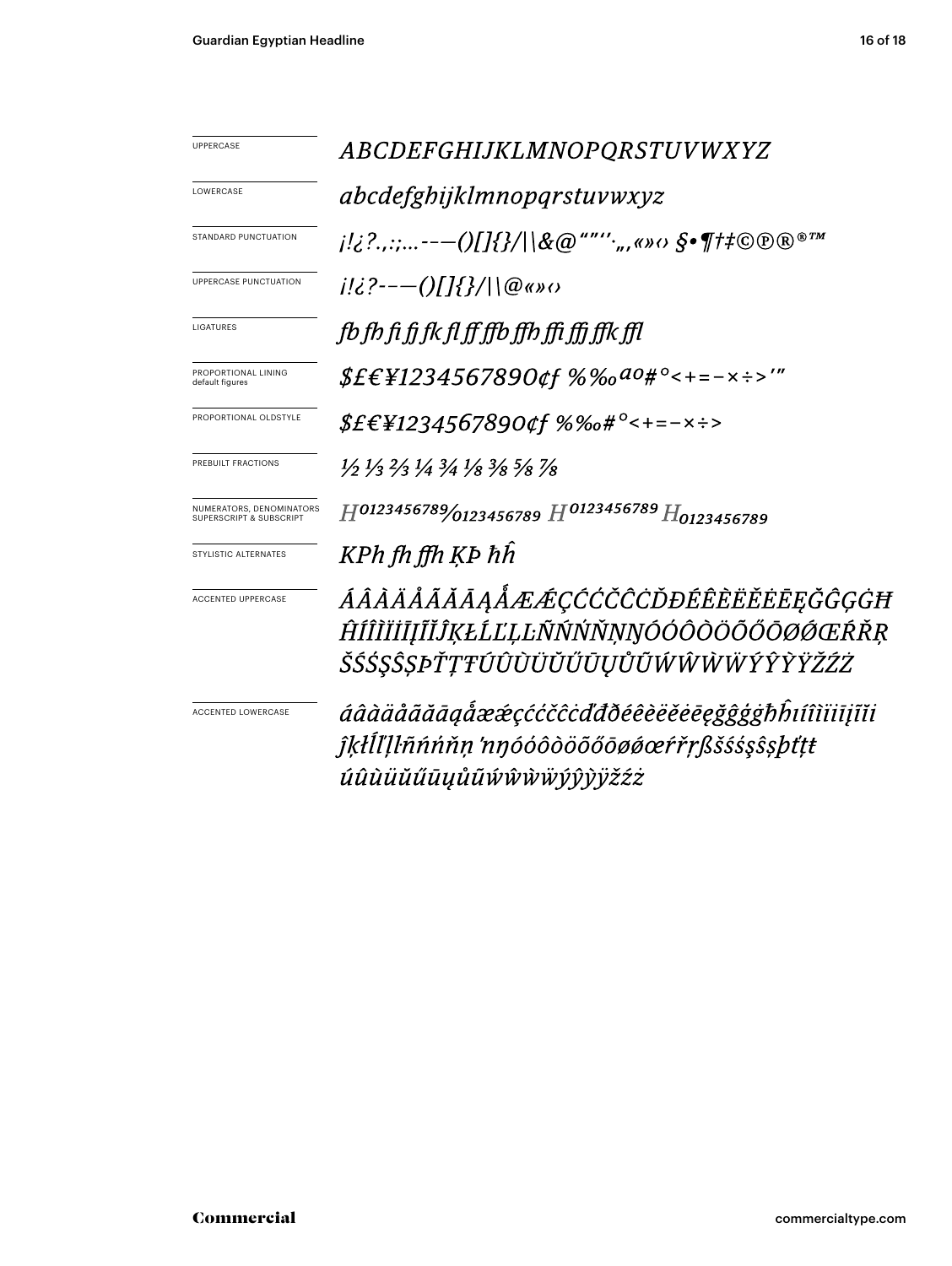| | |
|---|---|
| UPPERCASE | *ABCDEFGHIJKLMNOPQRSTUVWXYZ* |
| LOWERCASE | *abcdefghijklmnopqrstuvwxyz* |
| STANDARD PUNCTUATION | *¡!¿?.,:;...-–—()[]{}/\|\\&@“”‘’·„‚«»‹› §•¶†‡©℗®®™* |
| UPPERCASE PUNCTUATION | *¡!¿?-–—()[]{}/\|\\@«»‹›* |
| LIGATURES | *fb fh fi fj fk fl ff ffb ffh ffi ffj ffk ffl* |
| PROPORTIONAL LINING default figures | *$£€¥1234567890¢ƒ %‰ªº#°<+=−×÷>′″* |
| PROPORTIONAL OLDSTYLE | *$£€¥1234567890¢ƒ %‰#°<+=−×÷>* |
| PREBUILT FRACTIONS | *½ ⅓ ⅔ ¼ ¾ ⅛ ⅜ ⅝ ⅞* |
| NUMERATORS, DENOMINATORS SUPERSCRIPT & SUBSCRIPT | *H⁰¹²³⁴⁵⁶⁷⁸⁹⁄₀₁₂₃₄₅₆₇₈₉ H⁰¹²³⁴⁵⁶⁷⁸⁹ H₀₁₂₃₄₅₆₇₈₉* |
| STYLISTIC ALTERNATES | *KPh fh ffh ĶÞ ħĥ* |
| ACCENTED UPPERCASE | *ÁÂÀÄÅÃĂĀĄǺÆǼÇĆĆČĈĊĎĐÉÊÈËĚĖĒĘĞĜĢĠĦĤÍÎÌÏİĪĮĨĬĴĶŁĹĽĻĿÑŃŃŇŅŊÓÓÔÒÖÕŐŌØǾŒŔŘŖŠŚŞŜȘÞŤŢŦÚÛÙÜŬŰŪŲŮŨẂŴẀẄÝŶỲŸŽŹŻ* |
| ACCENTED LOWERCASE | *áâàäåãăāąǻæǽçćĉčĉċďđðéêèëěėēęğĝģġħĥıíîìïiīįĩĭĵķłĺľļŀñńńňņŉŋóóôòöõőōøǿœŕřŗßšśśşŝșþťţŧúûùüŭűūųůũẃŵẁẅýŷỳÿžźż* |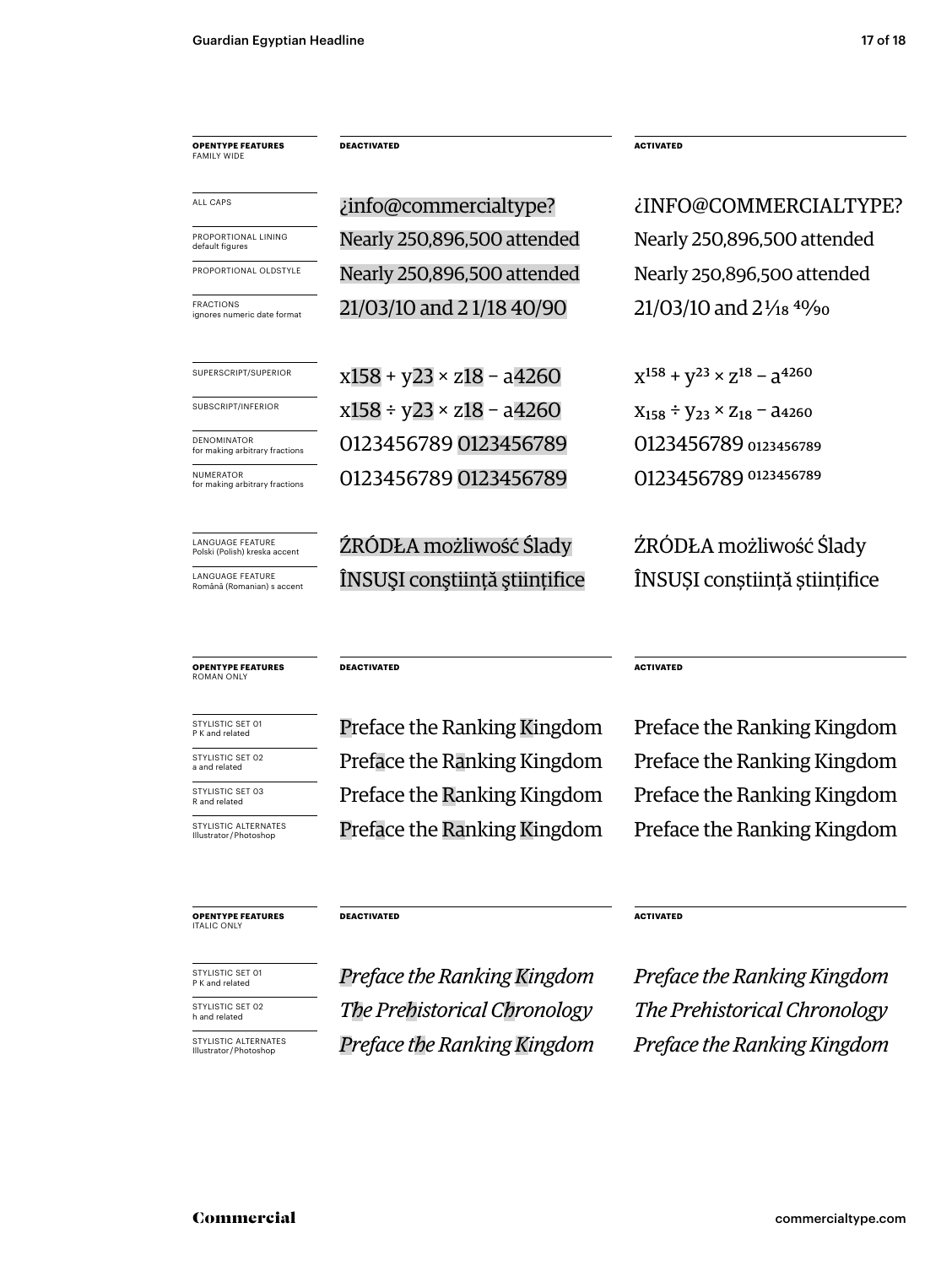| OPENTYPE FEATURES FAMILY WIDE | DEACTIVATED | ACTIVATED |
|---|---|---|
| ALL CAPS | ¿info@commercialtype? | ¿INFO@COMMERCIALTYPE? |
| PROPORTIONAL LINING default figures | Nearly 250,896,500 attended | Nearly 250,896,500 attended |
| PROPORTIONAL OLDSTYLE | Nearly 250,896,500 attended | Nearly 250,896,500 attended |
| FRACTIONS ignores numeric date format | 21/03/10 and 2 1/18 40/90 | 21/03/10 and 2 1⁄18 40⁄90 |
| SUPERSCRIPT/SUPERIOR | x158 + y23 × z18 − a4260 | $x^{158} + y^{23} \times z^{18} - a^{4260}$ |
| SUBSCRIPT/INFERIOR | x158 ÷ y23 × z18 − a4260 | $x_{158} \div y_{23} \times z_{18} - a_{4260}$ |
| DENOMINATOR for making arbitrary fractions | 0123456789 0123456789 | 0123456789 $_{0123456789}$ |
| NUMERATOR for making arbitrary fractions | 0123456789 0123456789 | 0123456789 $^{0123456789}$ |
| LANGUAGE FEATURE Polski (Polish) kreska accent | ŹRÓDŁA możliwość Ślady | ŹRÓDŁA możliwość Ślady |
| LANGUAGE FEATURE Română (Romanian) s accent | ÎNSUŞI conştiinţă ştiinţifice | ÎNSUȘI conștiință științifice |

| OPENTYPE FEATURES ROMAN ONLY | DEACTIVATED | ACTIVATED |
|---|---|---|
| STYLISTIC SET 01 P K and related | Preface the Ranking Kingdom | Preface the Ranking Kingdom |
| STYLISTIC SET 02 a and related | Preface the Ranking Kingdom | Preface the Ranking Kingdom |
| STYLISTIC SET 03 R and related | Preface the Ranking Kingdom | Preface the Ranking Kingdom |
| STYLISTIC ALTERNATES Illustrator/Photoshop | Preface the Ranking Kingdom | Preface the Ranking Kingdom |

| OPENTYPE FEATURES ITALIC ONLY | DEACTIVATED | ACTIVATED |
|---|---|---|
| STYLISTIC SET 01 P K and related | *Preface the Ranking Kingdom* | *Preface the Ranking Kingdom* |
| STYLISTIC SET 02 h and related | *The Prehistorical Chronology* | *The Prehistorical Chronology* |
| STYLISTIC ALTERNATES Illustrator/Photoshop | *Preface the Ranking Kingdom* | *Preface the Ranking Kingdom* |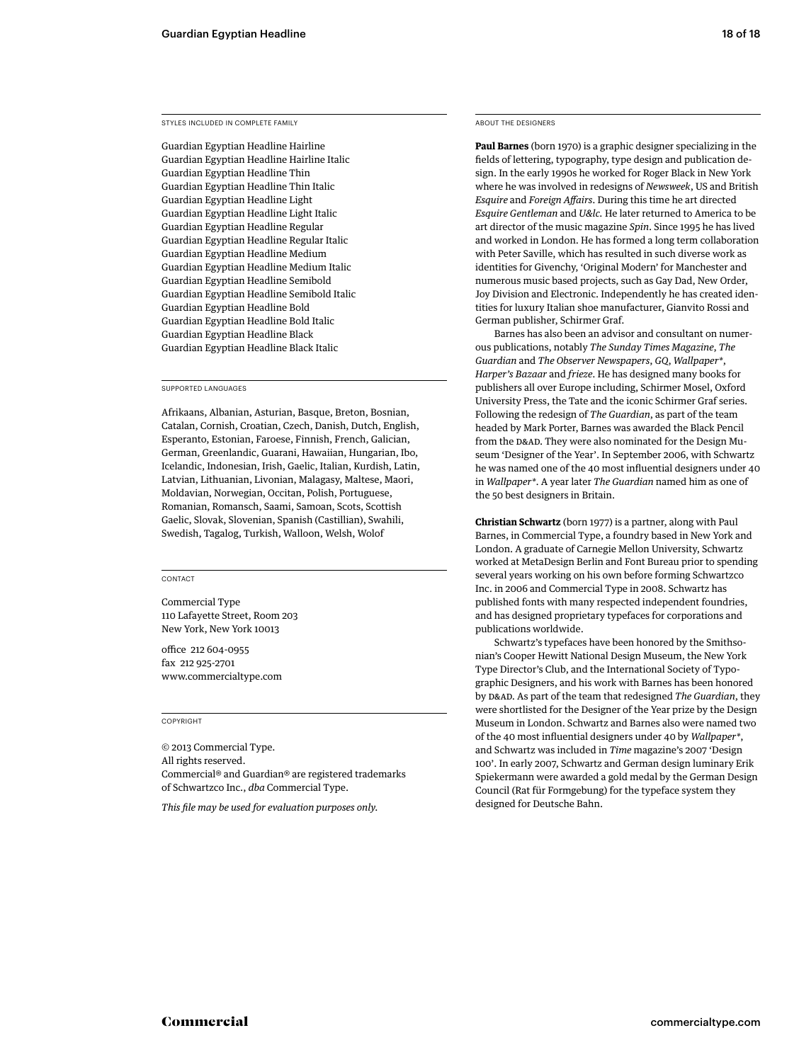## STYLES INCLUDED IN COMPLETE FAMILY

Guardian Egyptian Headline Hairline
Guardian Egyptian Headline Hairline Italic
Guardian Egyptian Headline Thin
Guardian Egyptian Headline Thin Italic
Guardian Egyptian Headline Light
Guardian Egyptian Headline Light Italic
Guardian Egyptian Headline Regular
Guardian Egyptian Headline Regular Italic
Guardian Egyptian Headline Medium
Guardian Egyptian Headline Medium Italic
Guardian Egyptian Headline Semibold
Guardian Egyptian Headline Semibold Italic
Guardian Egyptian Headline Bold
Guardian Egyptian Headline Bold Italic
Guardian Egyptian Headline Black
Guardian Egyptian Headline Black Italic

## SUPPORTED LANGUAGES

Afrikaans, Albanian, Asturian, Basque, Breton, Bosnian, Catalan, Cornish, Croatian, Czech, Danish, Dutch, English, Esperanto, Estonian, Faroese, Finnish, French, Galician, German, Greenlandic, Guarani, Hawaiian, Hungarian, Ibo, Icelandic, Indonesian, Irish, Gaelic, Italian, Kurdish, Latin, Latvian, Lithuanian, Livonian, Malagasy, Maltese, Maori, Moldavian, Norwegian, Occitan, Polish, Portuguese, Romanian, Romansch, Saami, Samoan, Scots, Scottish Gaelic, Slovak, Slovenian, Spanish (Castillian), Swahili, Swedish, Tagalog, Turkish, Walloon, Welsh, Wolof

## CONTACT

Commercial Type
110 Lafayette Street, Room 203
New York, New York 10013

office 212 604-0955
fax 212 925-2701
www.commercialtype.com

## COPYRIGHT

© 2013 Commercial Type.
All rights reserved.
Commercial® and Guardian® are registered trademarks of Schwartzco Inc., *dba* Commercial Type.

*This file may be used for evaluation purposes only.*

## ABOUT THE DESIGNERS

**Paul Barnes** (born 1970) is a graphic designer specializing in the fields of lettering, typography, type design and publication design. In the early 1990s he worked for Roger Black in New York where he was involved in redesigns of *Newsweek*, US and British *Esquire* and *Foreign Affairs*. During this time he art directed *Esquire Gentleman* and *U&lc.* He later returned to America to be art director of the music magazine *Spin*. Since 1995 he has lived and worked in London. He has formed a long term collaboration with Peter Saville, which has resulted in such diverse work as identities for Givenchy, 'Original Modern' for Manchester and numerous music based projects, such as Gay Dad, New Order, Joy Division and Electronic. Independently he has created identities for luxury Italian shoe manufacturer, Gianvito Rossi and German publisher, Schirmer Graf.

Barnes has also been an advisor and consultant on numerous publications, notably *The Sunday Times Magazine*, *The Guardian* and *The Observer Newspapers*, *GQ*, *Wallpaper**, *Harper's Bazaar* and *frieze*. He has designed many books for publishers all over Europe including, Schirmer Mosel, Oxford University Press, the Tate and the iconic Schirmer Graf series. Following the redesign of *The Guardian*, as part of the team headed by Mark Porter, Barnes was awarded the Black Pencil from the D&AD. They were also nominated for the Design Museum 'Designer of the Year'. In September 2006, with Schwartz he was named one of the 40 most influential designers under 40 in *Wallpaper**. A year later *The Guardian* named him as one of the 50 best designers in Britain.

**Christian Schwartz** (born 1977) is a partner, along with Paul Barnes, in Commercial Type, a foundry based in New York and London. A graduate of Carnegie Mellon University, Schwartz worked at MetaDesign Berlin and Font Bureau prior to spending several years working on his own before forming Schwartzco Inc. in 2006 and Commercial Type in 2008. Schwartz has published fonts with many respected independent foundries, and has designed proprietary typefaces for corporations and publications worldwide.

Schwartz's typefaces have been honored by the Smithsonian's Cooper Hewitt National Design Museum, the New York Type Director's Club, and the International Society of Typographic Designers, and his work with Barnes has been honored by D&AD. As part of the team that redesigned *The Guardian*, they were shortlisted for the Designer of the Year prize by the Design Museum in London. Schwartz and Barnes also were named two of the 40 most influential designers under 40 by *Wallpaper**, and Schwartz was included in *Time* magazine's 2007 'Design 100'. In early 2007, Schwartz and German design luminary Erik Spiekermann were awarded a gold medal by the German Design Council (Rat für Formgebung) for the typeface system they designed for Deutsche Bahn.